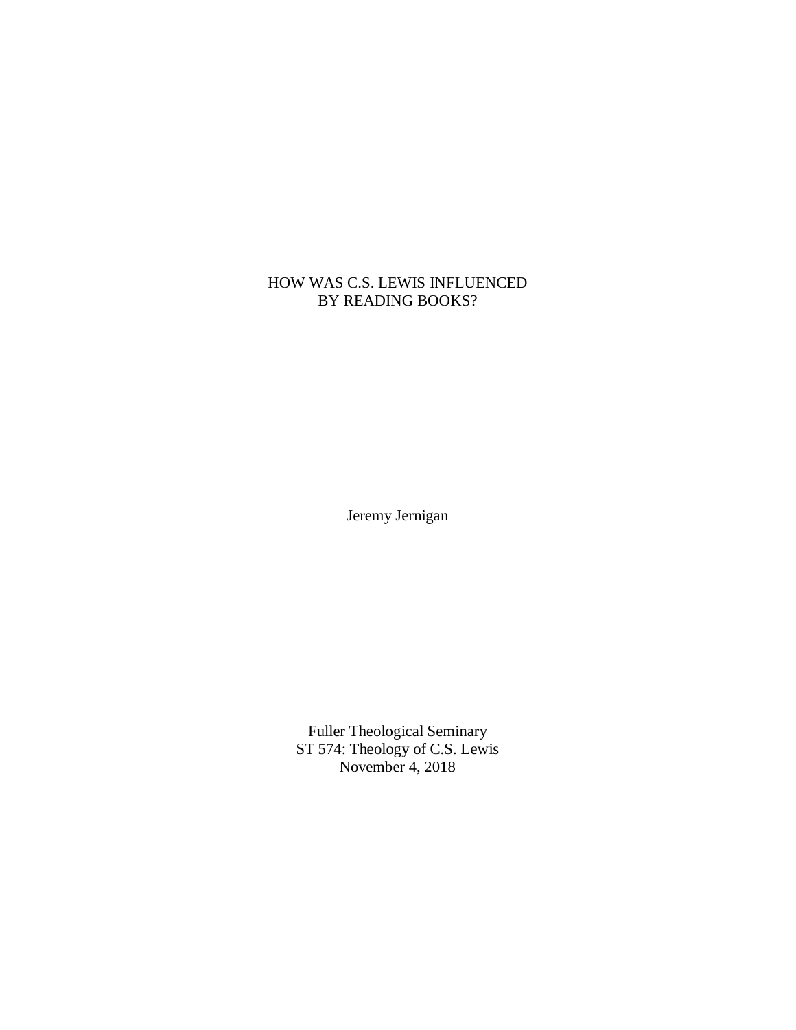# HOW WAS C.S. LEWIS INFLUENCED BY READING BOOKS?

Jeremy Jernigan

Fuller Theological Seminary
ST 574: Theology of C.S. Lewis
November 4, 2018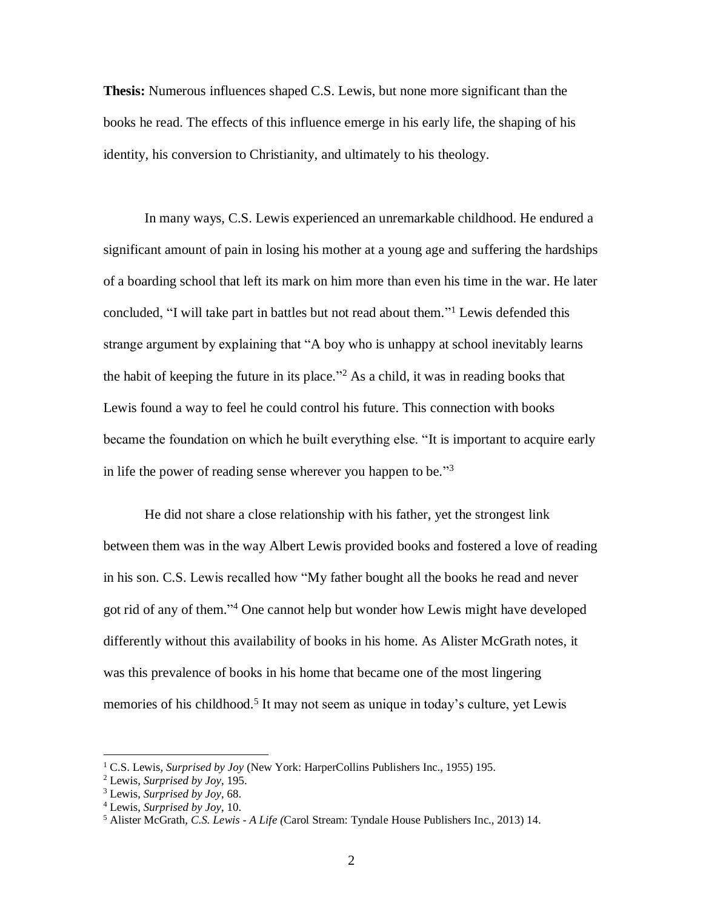**Thesis:** Numerous influences shaped C.S. Lewis, but none more significant than the books he read. The effects of this influence emerge in his early life, the shaping of his identity, his conversion to Christianity, and ultimately to his theology.

In many ways, C.S. Lewis experienced an unremarkable childhood. He endured a significant amount of pain in losing his mother at a young age and suffering the hardships of a boarding school that left its mark on him more than even his time in the war. He later concluded, "I will take part in battles but not read about them."[1] Lewis defended this strange argument by explaining that "A boy who is unhappy at school inevitably learns the habit of keeping the future in its place."[2] As a child, it was in reading books that Lewis found a way to feel he could control his future. This connection with books became the foundation on which he built everything else. "It is important to acquire early in life the power of reading sense wherever you happen to be."[3]

He did not share a close relationship with his father, yet the strongest link between them was in the way Albert Lewis provided books and fostered a love of reading in his son. C.S. Lewis recalled how "My father bought all the books he read and never got rid of any of them."[4] One cannot help but wonder how Lewis might have developed differently without this availability of books in his home. As Alister McGrath notes, it was this prevalence of books in his home that became one of the most lingering memories of his childhood.[5] It may not seem as unique in today's culture, yet Lewis

---

[1] C.S. Lewis, *Surprised by Joy* (New York: HarperCollins Publishers Inc., 1955) 195.
[2] Lewis, *Surprised by Joy*, 195.
[3] Lewis, *Surprised by Joy*, 68.
[4] Lewis, *Surprised by Joy*, 10.
[5] Alister McGrath, *C.S. Lewis - A Life (*Carol Stream: Tyndale House Publishers Inc., 2013) 14.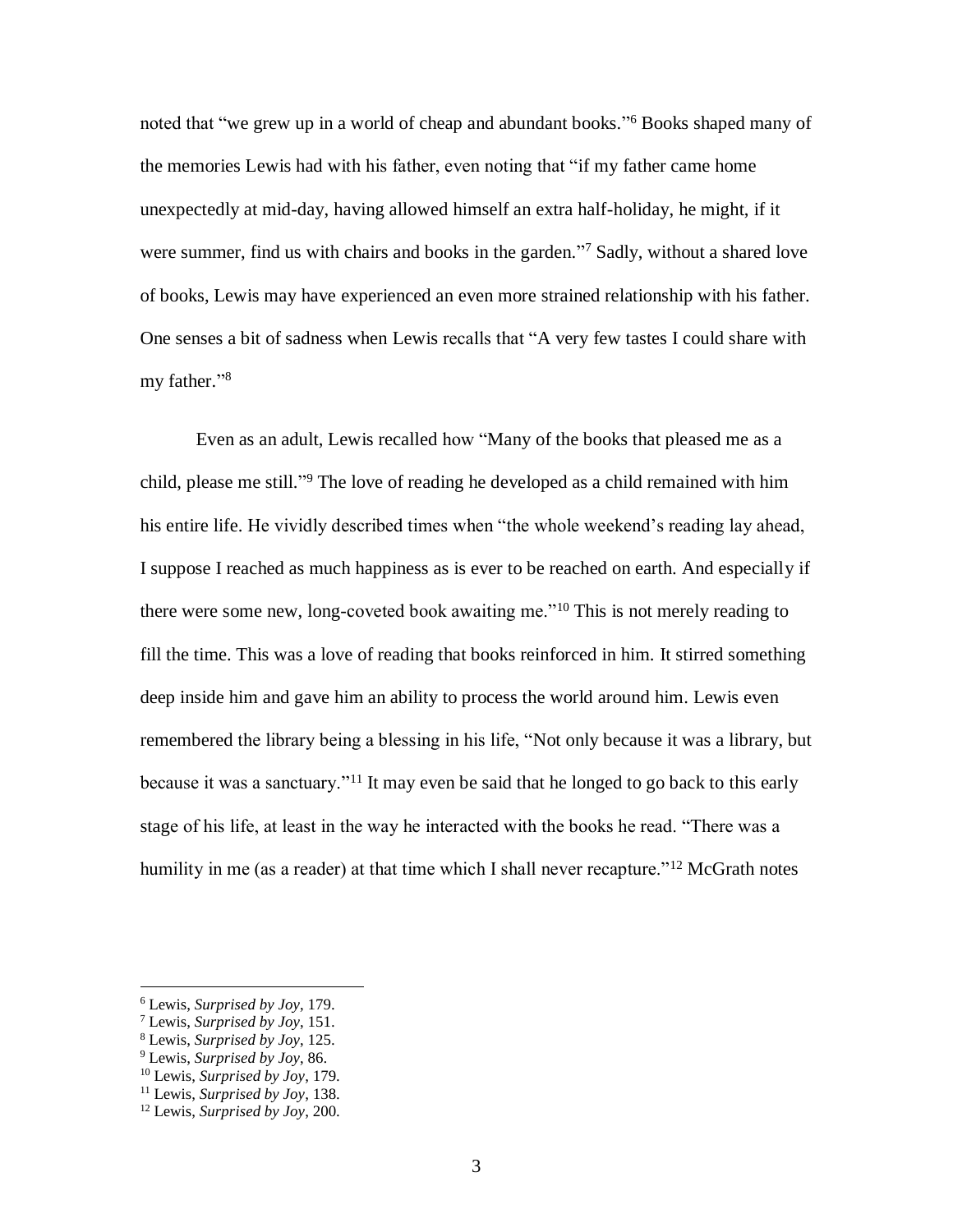noted that "we grew up in a world of cheap and abundant books."[6] Books shaped many of the memories Lewis had with his father, even noting that "if my father came home unexpectedly at mid-day, having allowed himself an extra half-holiday, he might, if it were summer, find us with chairs and books in the garden."[7] Sadly, without a shared love of books, Lewis may have experienced an even more strained relationship with his father. One senses a bit of sadness when Lewis recalls that "A very few tastes I could share with my father."[8]

Even as an adult, Lewis recalled how "Many of the books that pleased me as a child, please me still."[9] The love of reading he developed as a child remained with him his entire life. He vividly described times when "the whole weekend's reading lay ahead, I suppose I reached as much happiness as is ever to be reached on earth. And especially if there were some new, long-coveted book awaiting me."[10] This is not merely reading to fill the time. This was a love of reading that books reinforced in him. It stirred something deep inside him and gave him an ability to process the world around him. Lewis even remembered the library being a blessing in his life, "Not only because it was a library, but because it was a sanctuary."[11] It may even be said that he longed to go back to this early stage of his life, at least in the way he interacted with the books he read. "There was a humility in me (as a reader) at that time which I shall never recapture."[12] McGrath notes

---

[6] Lewis, *Surprised by Joy*, 179.
[7] Lewis, *Surprised by Joy*, 151.
[8] Lewis, *Surprised by Joy*, 125.
[9] Lewis, *Surprised by Joy*, 86.
[10] Lewis, *Surprised by Joy*, 179.
[11] Lewis, *Surprised by Joy*, 138.
[12] Lewis, *Surprised by Joy*, 200.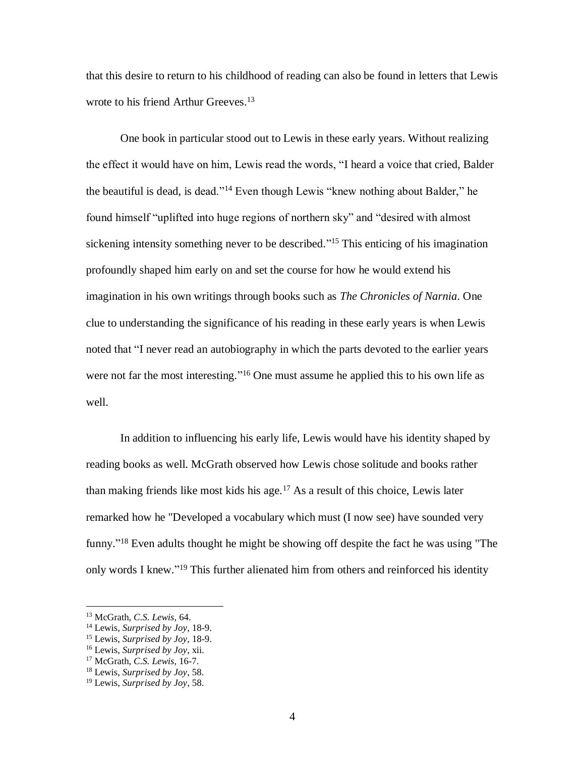that this desire to return to his childhood of reading can also be found in letters that Lewis wrote to his friend Arthur Greeves.[13]

One book in particular stood out to Lewis in these early years. Without realizing the effect it would have on him, Lewis read the words, "I heard a voice that cried, Balder the beautiful is dead, is dead."[14] Even though Lewis "knew nothing about Balder," he found himself "uplifted into huge regions of northern sky" and "desired with almost sickening intensity something never to be described."[15] This enticing of his imagination profoundly shaped him early on and set the course for how he would extend his imagination in his own writings through books such as *The Chronicles of Narnia*. One clue to understanding the significance of his reading in these early years is when Lewis noted that "I never read an autobiography in which the parts devoted to the earlier years were not far the most interesting."[16] One must assume he applied this to his own life as well.

In addition to influencing his early life, Lewis would have his identity shaped by reading books as well. McGrath observed how Lewis chose solitude and books rather than making friends like most kids his age.[17] As a result of this choice, Lewis later remarked how he "Developed a vocabulary which must (I now see) have sounded very funny."[18] Even adults thought he might be showing off despite the fact he was using "The only words I knew."[19] This further alienated him from others and reinforced his identity

---

[13] McGrath, *C.S. Lewis*, 64.
[14] Lewis, *Surprised by Joy*, 18-9.
[15] Lewis, *Surprised by Joy*, 18-9.
[16] Lewis, *Surprised by Joy*, xii.
[17] McGrath, *C.S. Lewis*, 16-7.
[18] Lewis, *Surprised by Joy*, 58.
[19] Lewis, *Surprised by Joy*, 58.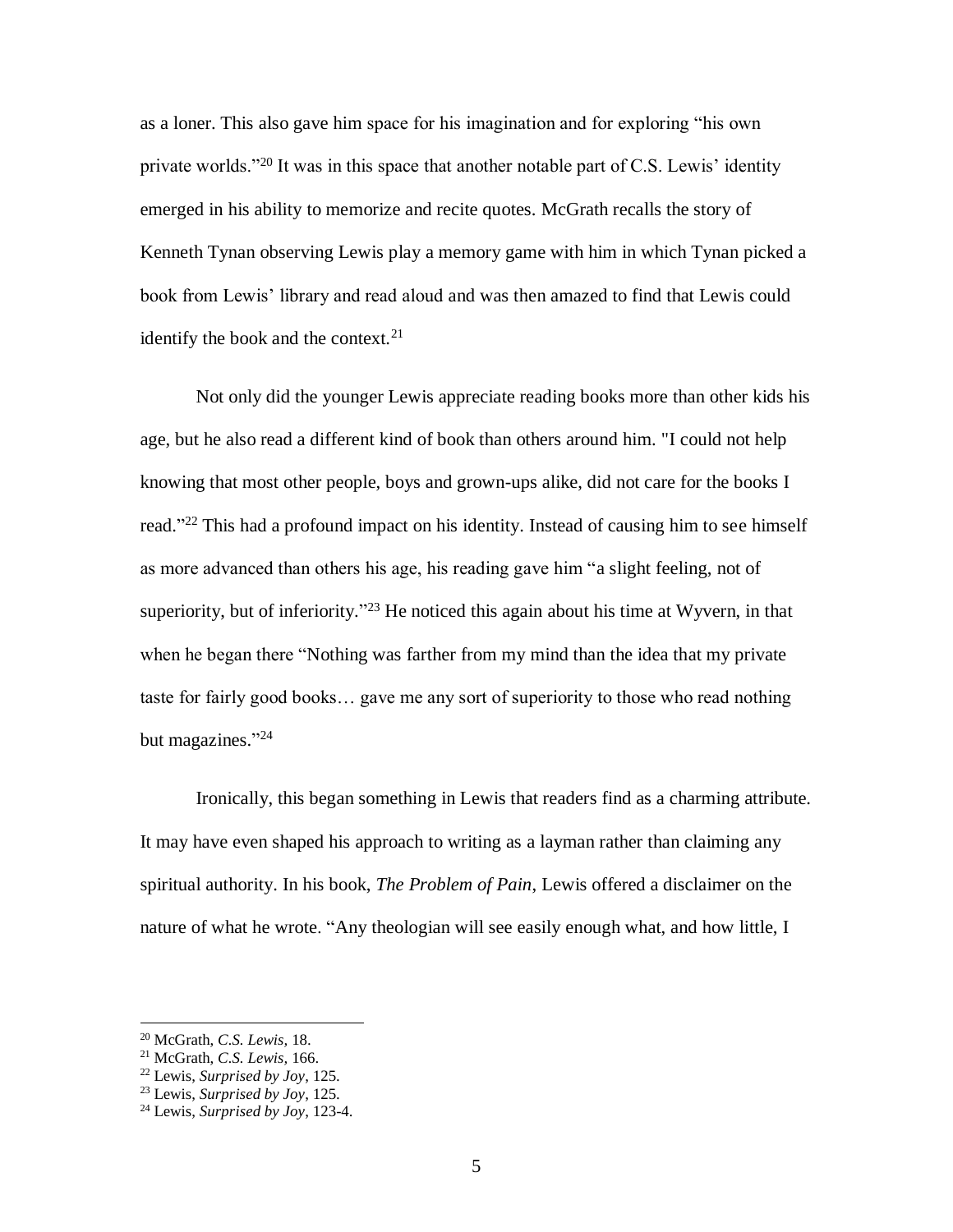as a loner. This also gave him space for his imagination and for exploring "his own private worlds."[20] It was in this space that another notable part of C.S. Lewis' identity emerged in his ability to memorize and recite quotes. McGrath recalls the story of Kenneth Tynan observing Lewis play a memory game with him in which Tynan picked a book from Lewis' library and read aloud and was then amazed to find that Lewis could identify the book and the context.[21]

Not only did the younger Lewis appreciate reading books more than other kids his age, but he also read a different kind of book than others around him. "I could not help knowing that most other people, boys and grown-ups alike, did not care for the books I read."[22] This had a profound impact on his identity. Instead of causing him to see himself as more advanced than others his age, his reading gave him "a slight feeling, not of superiority, but of inferiority."[23] He noticed this again about his time at Wyvern, in that when he began there "Nothing was farther from my mind than the idea that my private taste for fairly good books… gave me any sort of superiority to those who read nothing but magazines."[24]

Ironically, this began something in Lewis that readers find as a charming attribute. It may have even shaped his approach to writing as a layman rather than claiming any spiritual authority. In his book, *The Problem of Pain*, Lewis offered a disclaimer on the nature of what he wrote. "Any theologian will see easily enough what, and how little, I

---

[20] McGrath, *C.S. Lewis,* 18.

[21] McGrath, *C.S. Lewis,* 166.

[22] Lewis, *Surprised by Joy*, 125.

[23] Lewis, *Surprised by Joy*, 125.

[24] Lewis, *Surprised by Joy*, 123-4.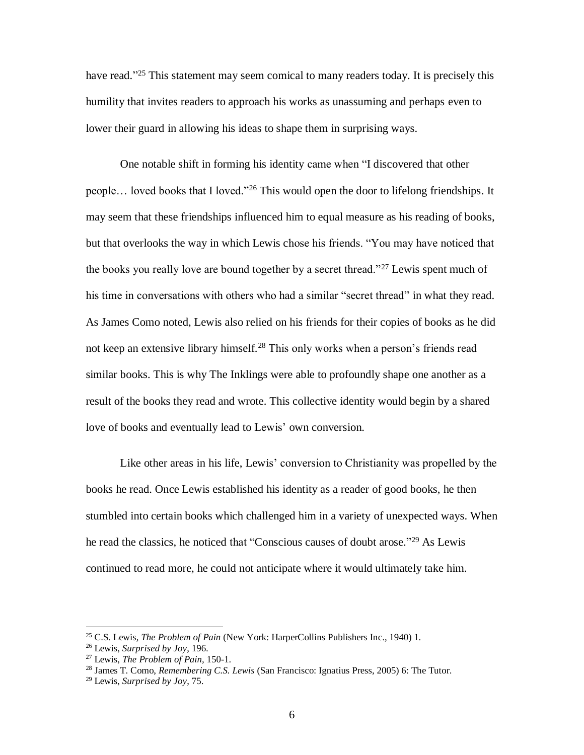have read."[25] This statement may seem comical to many readers today. It is precisely this humility that invites readers to approach his works as unassuming and perhaps even to lower their guard in allowing his ideas to shape them in surprising ways.

One notable shift in forming his identity came when "I discovered that other people… loved books that I loved."[26] This would open the door to lifelong friendships. It may seem that these friendships influenced him to equal measure as his reading of books, but that overlooks the way in which Lewis chose his friends. "You may have noticed that the books you really love are bound together by a secret thread."[27] Lewis spent much of his time in conversations with others who had a similar "secret thread" in what they read. As James Como noted, Lewis also relied on his friends for their copies of books as he did not keep an extensive library himself.[28] This only works when a person's friends read similar books. This is why The Inklings were able to profoundly shape one another as a result of the books they read and wrote. This collective identity would begin by a shared love of books and eventually lead to Lewis' own conversion.

Like other areas in his life, Lewis' conversion to Christianity was propelled by the books he read. Once Lewis established his identity as a reader of good books, he then stumbled into certain books which challenged him in a variety of unexpected ways. When he read the classics, he noticed that "Conscious causes of doubt arose."[29] As Lewis continued to read more, he could not anticipate where it would ultimately take him.

---

[25] C.S. Lewis, *The Problem of Pain* (New York: HarperCollins Publishers Inc., 1940) 1.

[26] Lewis, *Surprised by Joy*, 196.

[27] Lewis, *The Problem of Pain*, 150-1.

[28] James T. Como, *Remembering C.S. Lewis* (San Francisco: Ignatius Press, 2005) 6: The Tutor.

[29] Lewis, *Surprised by Joy*, 75.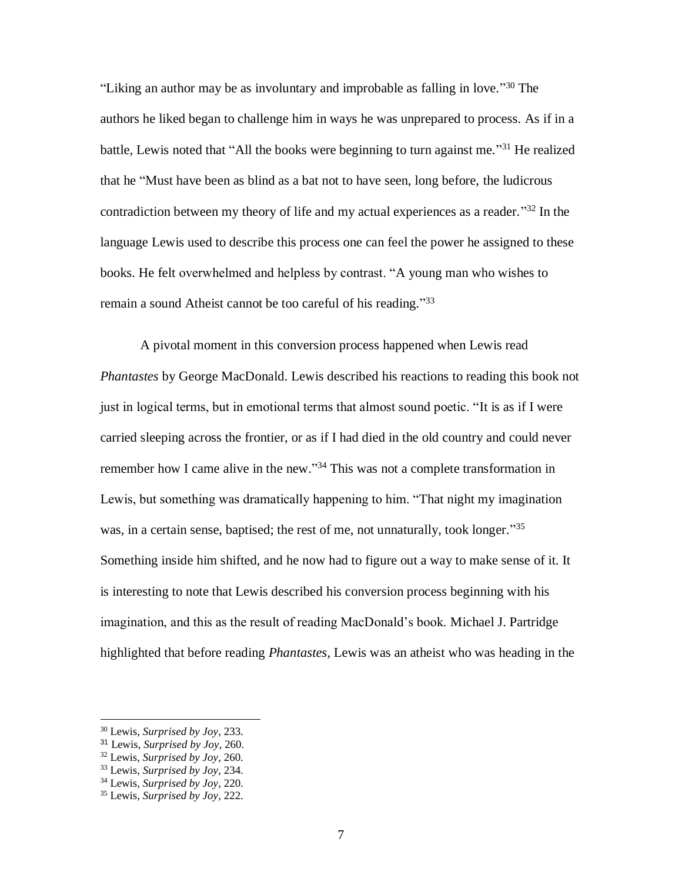"Liking an author may be as involuntary and improbable as falling in love."[30] The authors he liked began to challenge him in ways he was unprepared to process. As if in a battle, Lewis noted that "All the books were beginning to turn against me."[31] He realized that he "Must have been as blind as a bat not to have seen, long before, the ludicrous contradiction between my theory of life and my actual experiences as a reader."[32] In the language Lewis used to describe this process one can feel the power he assigned to these books. He felt overwhelmed and helpless by contrast. "A young man who wishes to remain a sound Atheist cannot be too careful of his reading."[33]

A pivotal moment in this conversion process happened when Lewis read *Phantastes* by George MacDonald. Lewis described his reactions to reading this book not just in logical terms, but in emotional terms that almost sound poetic. "It is as if I were carried sleeping across the frontier, or as if I had died in the old country and could never remember how I came alive in the new."[34] This was not a complete transformation in Lewis, but something was dramatically happening to him. "That night my imagination was, in a certain sense, baptised; the rest of me, not unnaturally, took longer."[35] Something inside him shifted, and he now had to figure out a way to make sense of it. It is interesting to note that Lewis described his conversion process beginning with his imagination, and this as the result of reading MacDonald's book. Michael J. Partridge highlighted that before reading *Phantastes*, Lewis was an atheist who was heading in the

---

[30] Lewis, *Surprised by Joy*, 233.
[31] Lewis, *Surprised by Joy*, 260.
[32] Lewis, *Surprised by Joy*, 260.
[33] Lewis, *Surprised by Joy*, 234.
[34] Lewis, *Surprised by Joy*, 220.
[35] Lewis, *Surprised by Joy*, 222.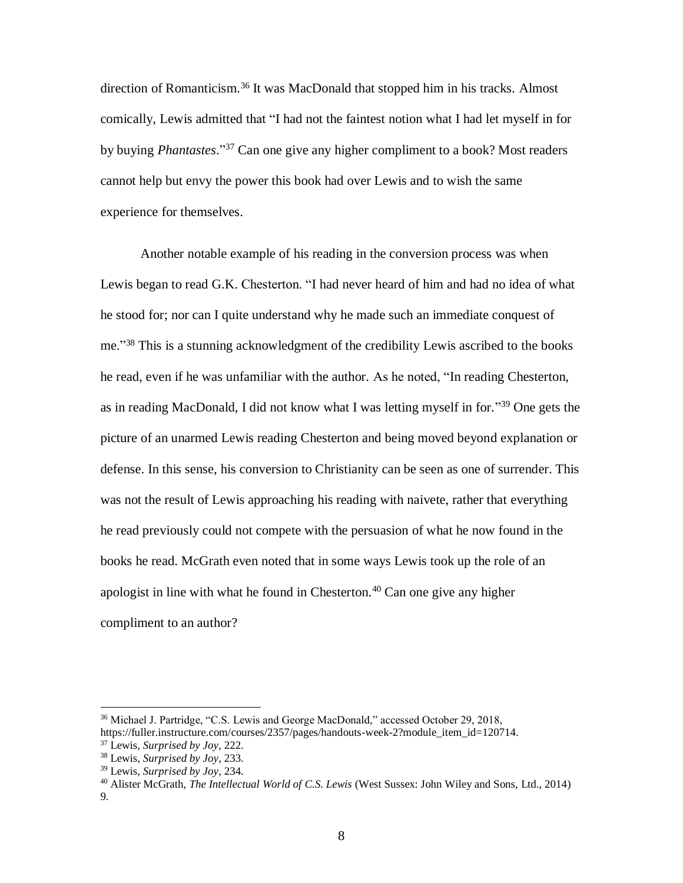direction of Romanticism.[36] It was MacDonald that stopped him in his tracks. Almost comically, Lewis admitted that "I had not the faintest notion what I had let myself in for by buying *Phantastes*."[37] Can one give any higher compliment to a book? Most readers cannot help but envy the power this book had over Lewis and to wish the same experience for themselves.

Another notable example of his reading in the conversion process was when Lewis began to read G.K. Chesterton. "I had never heard of him and had no idea of what he stood for; nor can I quite understand why he made such an immediate conquest of me."[38] This is a stunning acknowledgment of the credibility Lewis ascribed to the books he read, even if he was unfamiliar with the author. As he noted, "In reading Chesterton, as in reading MacDonald, I did not know what I was letting myself in for."[39] One gets the picture of an unarmed Lewis reading Chesterton and being moved beyond explanation or defense. In this sense, his conversion to Christianity can be seen as one of surrender. This was not the result of Lewis approaching his reading with naivete, rather that everything he read previously could not compete with the persuasion of what he now found in the books he read. McGrath even noted that in some ways Lewis took up the role of an apologist in line with what he found in Chesterton.[40] Can one give any higher compliment to an author?

---

[36] Michael J. Partridge, "C.S. Lewis and George MacDonald," accessed October 29, 2018, https://fuller.instructure.com/courses/2357/pages/handouts-week-2?module_item_id=120714.

[37] Lewis, *Surprised by Joy*, 222.

[38] Lewis, *Surprised by Joy*, 233.

[39] Lewis, *Surprised by Joy*, 234.

[40] Alister McGrath, *The Intellectual World of C.S. Lewis* (West Sussex: John Wiley and Sons, Ltd., 2014) 9.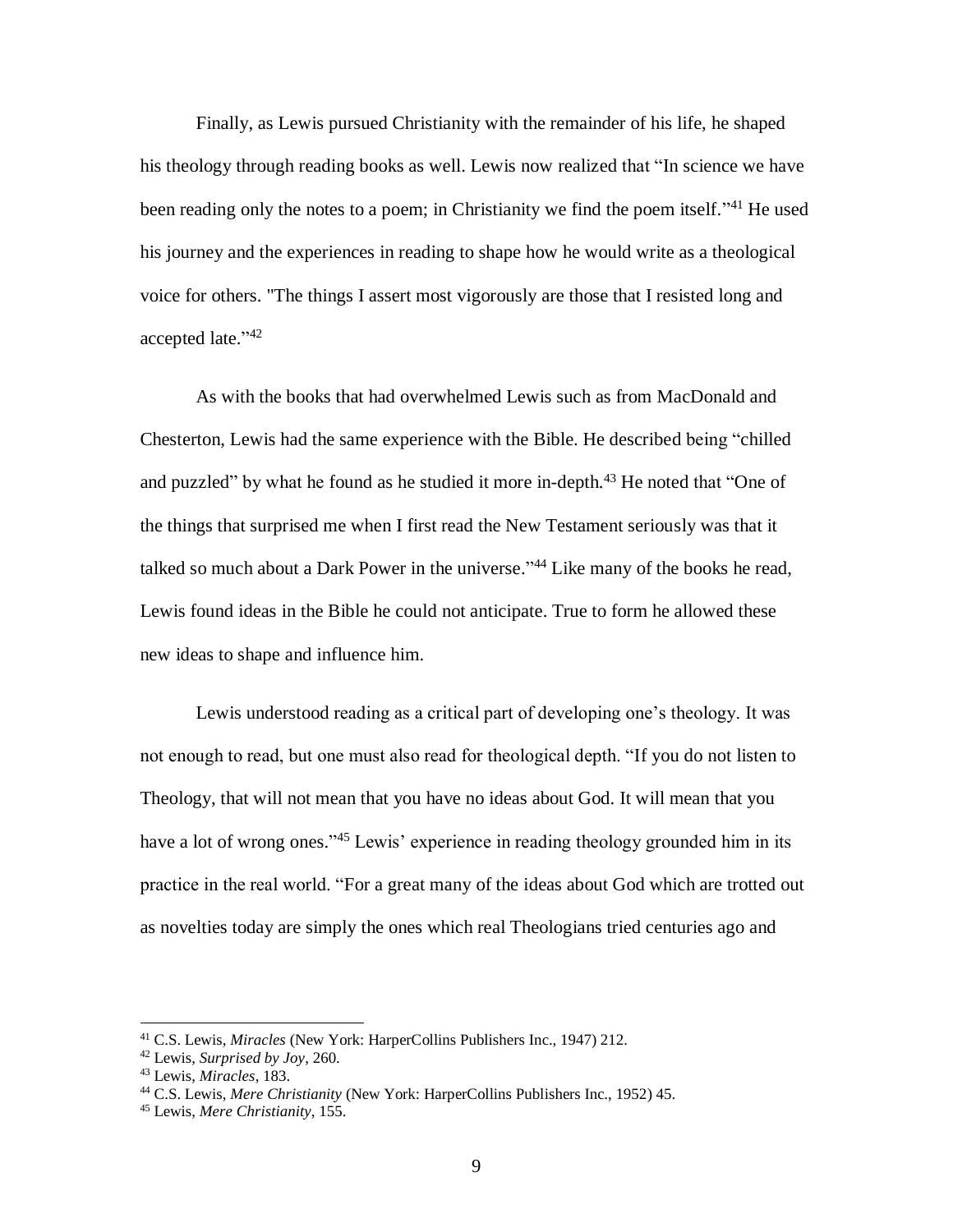Finally, as Lewis pursued Christianity with the remainder of his life, he shaped his theology through reading books as well. Lewis now realized that "In science we have been reading only the notes to a poem; in Christianity we find the poem itself."[41] He used his journey and the experiences in reading to shape how he would write as a theological voice for others. "The things I assert most vigorously are those that I resisted long and accepted late."[42]

As with the books that had overwhelmed Lewis such as from MacDonald and Chesterton, Lewis had the same experience with the Bible. He described being "chilled and puzzled" by what he found as he studied it more in-depth.[43] He noted that "One of the things that surprised me when I first read the New Testament seriously was that it talked so much about a Dark Power in the universe."[44] Like many of the books he read, Lewis found ideas in the Bible he could not anticipate. True to form he allowed these new ideas to shape and influence him.

Lewis understood reading as a critical part of developing one's theology. It was not enough to read, but one must also read for theological depth. "If you do not listen to Theology, that will not mean that you have no ideas about God. It will mean that you have a lot of wrong ones."[45] Lewis' experience in reading theology grounded him in its practice in the real world. "For a great many of the ideas about God which are trotted out as novelties today are simply the ones which real Theologians tried centuries ago and

---

[41] C.S. Lewis, *Miracles* (New York: HarperCollins Publishers Inc., 1947) 212.
[42] Lewis, *Surprised by Joy*, 260.
[43] Lewis, *Miracles*, 183.
[44] C.S. Lewis, *Mere Christianity* (New York: HarperCollins Publishers Inc., 1952) 45.
[45] Lewis, *Mere Christianity*, 155.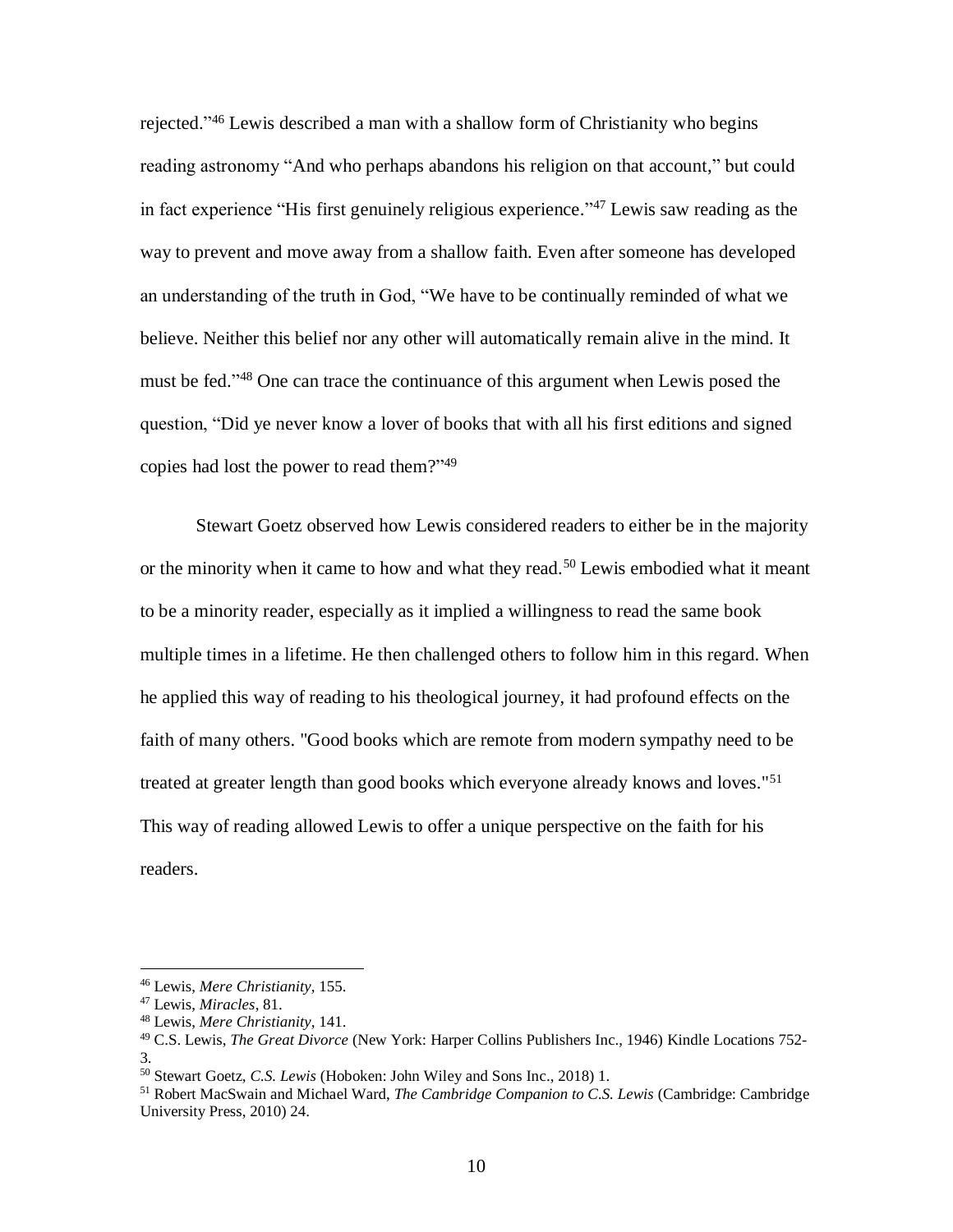rejected."[46] Lewis described a man with a shallow form of Christianity who begins reading astronomy "And who perhaps abandons his religion on that account," but could in fact experience "His first genuinely religious experience."[47] Lewis saw reading as the way to prevent and move away from a shallow faith. Even after someone has developed an understanding of the truth in God, "We have to be continually reminded of what we believe. Neither this belief nor any other will automatically remain alive in the mind. It must be fed."[48] One can trace the continuance of this argument when Lewis posed the question, "Did ye never know a lover of books that with all his first editions and signed copies had lost the power to read them?"[49]

Stewart Goetz observed how Lewis considered readers to either be in the majority or the minority when it came to how and what they read.[50] Lewis embodied what it meant to be a minority reader, especially as it implied a willingness to read the same book multiple times in a lifetime. He then challenged others to follow him in this regard. When he applied this way of reading to his theological journey, it had profound effects on the faith of many others. "Good books which are remote from modern sympathy need to be treated at greater length than good books which everyone already knows and loves."[51] This way of reading allowed Lewis to offer a unique perspective on the faith for his readers.

---

[46] Lewis, *Mere Christianity*, 155.

[47] Lewis, *Miracles*, 81.

[48] Lewis, *Mere Christianity*, 141.

[49] C.S. Lewis, *The Great Divorce* (New York: Harper Collins Publishers Inc., 1946) Kindle Locations 752-3.

[50] Stewart Goetz, *C.S. Lewis* (Hoboken: John Wiley and Sons Inc., 2018) 1.

[51] Robert MacSwain and Michael Ward, *The Cambridge Companion to C.S. Lewis* (Cambridge: Cambridge University Press, 2010) 24.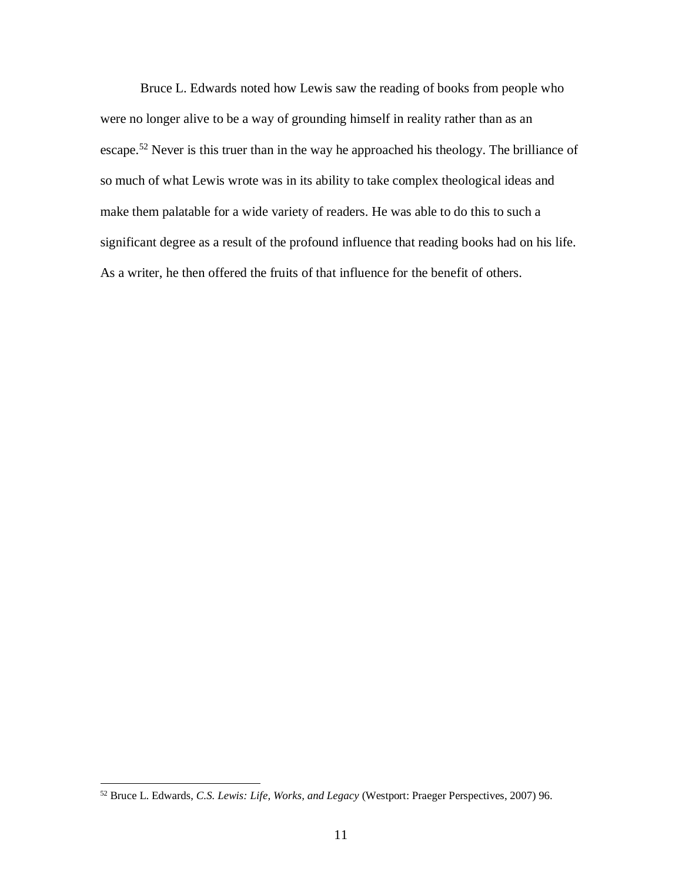Bruce L. Edwards noted how Lewis saw the reading of books from people who were no longer alive to be a way of grounding himself in reality rather than as an escape.[52] Never is this truer than in the way he approached his theology. The brilliance of so much of what Lewis wrote was in its ability to take complex theological ideas and make them palatable for a wide variety of readers. He was able to do this to such a significant degree as a result of the profound influence that reading books had on his life. As a writer, he then offered the fruits of that influence for the benefit of others.

---

[52] Bruce L. Edwards, *C.S. Lewis: Life, Works, and Legacy* (Westport: Praeger Perspectives, 2007) 96.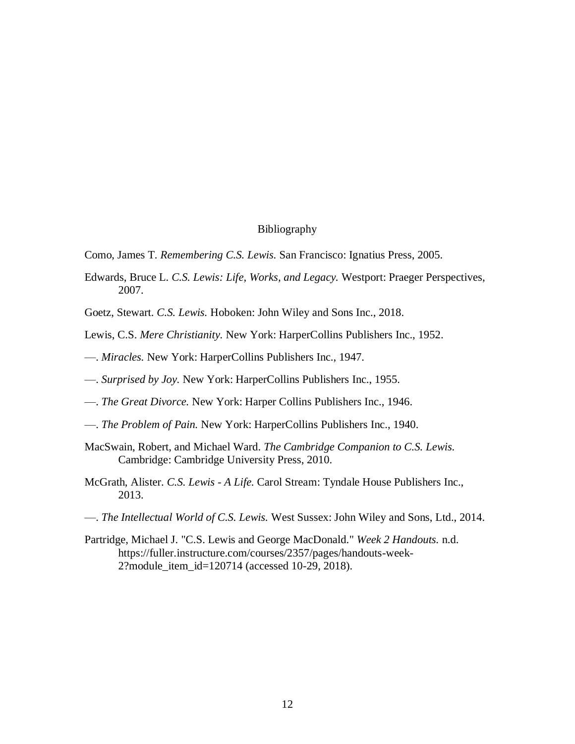# Bibliography

Como, James T. *Remembering C.S. Lewis.* San Francisco: Ignatius Press, 2005.

Edwards, Bruce L. *C.S. Lewis: Life, Works, and Legacy.* Westport: Praeger Perspectives, 2007.

Goetz, Stewart. *C.S. Lewis.* Hoboken: John Wiley and Sons Inc., 2018.

Lewis, C.S. *Mere Christianity.* New York: HarperCollins Publishers Inc., 1952.

—. *Miracles.* New York: HarperCollins Publishers Inc., 1947.

—. *Surprised by Joy.* New York: HarperCollins Publishers Inc., 1955.

—. *The Great Divorce.* New York: Harper Collins Publishers Inc., 1946.

—. *The Problem of Pain.* New York: HarperCollins Publishers Inc., 1940.

MacSwain, Robert, and Michael Ward. *The Cambridge Companion to C.S. Lewis.* Cambridge: Cambridge University Press, 2010.

McGrath, Alister. *C.S. Lewis - A Life.* Carol Stream: Tyndale House Publishers Inc., 2013.

—. *The Intellectual World of C.S. Lewis.* West Sussex: John Wiley and Sons, Ltd., 2014.

Partridge, Michael J. "C.S. Lewis and George MacDonald." *Week 2 Handouts.* n.d. https://fuller.instructure.com/courses/2357/pages/handouts-week-2?module_item_id=120714 (accessed 10-29, 2018).